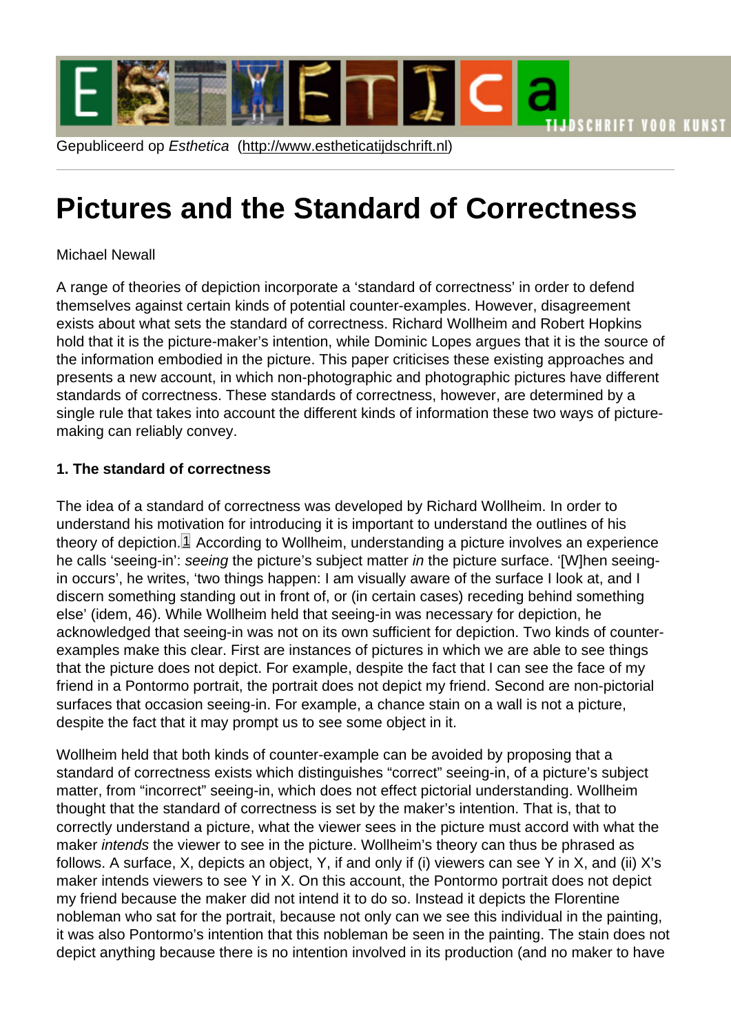Gepubliceerd op *Esthetica* (http://www.estheticatijdschrift.nl)

# Pictures and the Standard of Correctness

Michael Newall

A range of theories of depiction incorporate a 'standard of correctness' in order to defend themselves against certain kinds of potential counter-examples. However, disagreement exists about what sets the standard of correctness. Richard Wollheim and Robert Hopkins hold that it is the picture-maker's intention, while Dominic Lopes argues that it is the source of the information embodied in the picture. This paper criticises these existing approaches and presents a new account, in which non-photographic and photographic pictures have different standards of correctness. These standards of correctness, however, are determined by a single rule that takes into account the different kinds of information these two ways of picture-making can reliably convey.

**1. The standard of correctness**

The idea of a standard of correctness was developed by Richard Wollheim. In order to understand his motivation for introducing it is important to understand the outlines of his theory of depiction.[1] According to Wollheim, understanding a picture involves an experience he calls 'seeing-in': *seeing* the picture's subject matter *in* the picture surface. '[W]hen seeing-in occurs', he writes, 'two things happen: I am visually aware of the surface I look at, and I discern something standing out in front of, or (in certain cases) receding behind something else' (idem, 46). While Wollheim held that seeing-in was necessary for depiction, he acknowledged that seeing-in was not on its own sufficient for depiction. Two kinds of counter-examples make this clear. First are instances of pictures in which we are able to see things that the picture does not depict. For example, despite the fact that I can see the face of my friend in a Pontormo portrait, the portrait does not depict my friend. Second are non-pictorial surfaces that occasion seeing-in. For example, a chance stain on a wall is not a picture, despite the fact that it may prompt us to see some object in it.

Wollheim held that both kinds of counter-example can be avoided by proposing that a standard of correctness exists which distinguishes "correct" seeing-in, of a picture's subject matter, from "incorrect" seeing-in, which does not effect pictorial understanding. Wollheim thought that the standard of correctness is set by the maker's intention. That is, that to correctly understand a picture, what the viewer sees in the picture must accord with what the maker *intends* the viewer to see in the picture. Wollheim's theory can thus be phrased as follows. A surface, X, depicts an object, Y, if and only if (i) viewers can see Y in X, and (ii) X's maker intends viewers to see Y in X. On this account, the Pontormo portrait does not depict my friend because the maker did not intend it to do so. Instead it depicts the Florentine nobleman who sat for the portrait, because not only can we see this individual in the painting, it was also Pontormo's intention that this nobleman be seen in the painting. The stain does not depict anything because there is no intention involved in its production (and no maker to have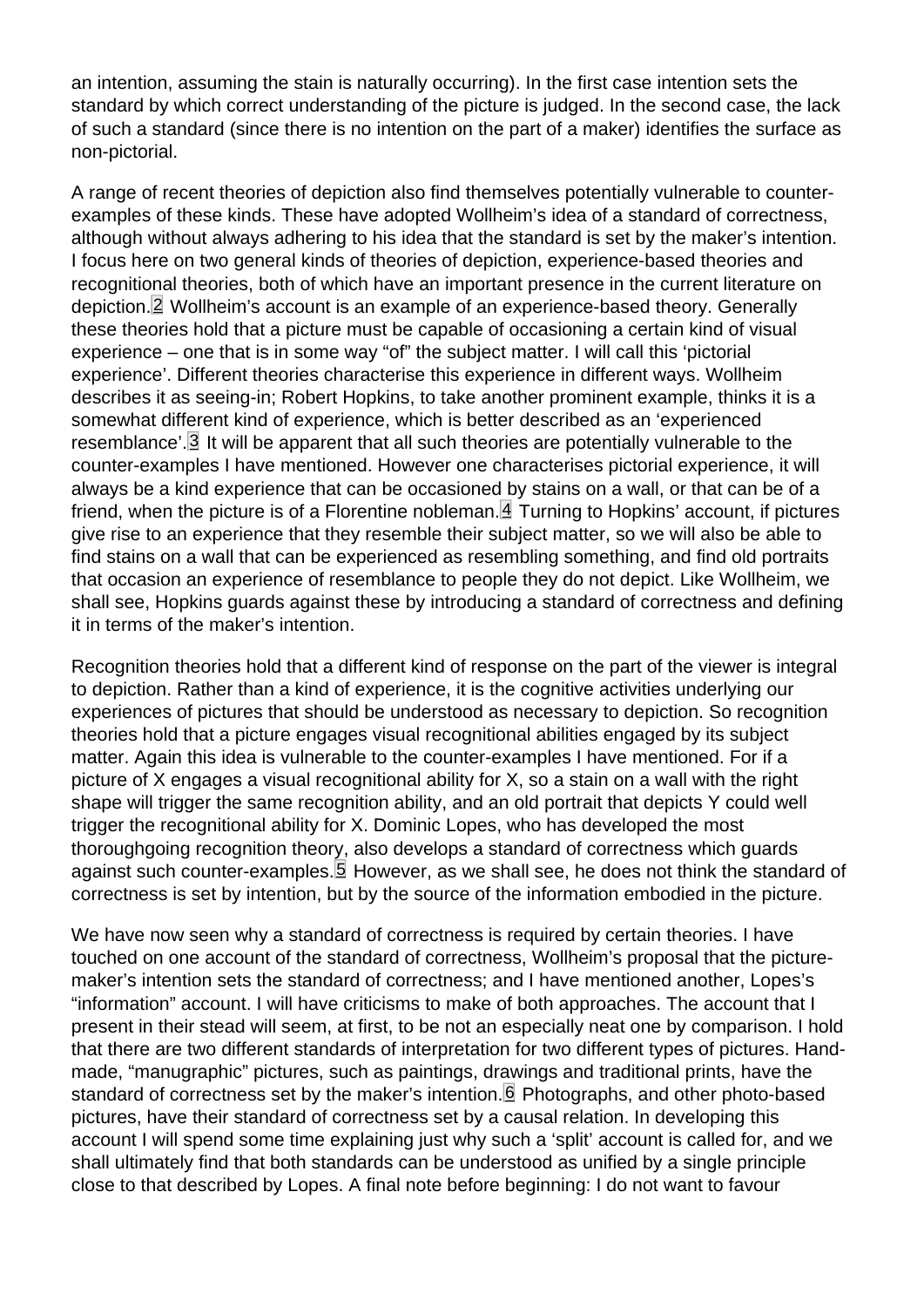an intention, assuming the stain is naturally occurring). In the first case intention sets the standard by which correct understanding of the picture is judged. In the second case, the lack of such a standard (since there is no intention on the part of a maker) identifies the surface as non-pictorial.

A range of recent theories of depiction also find themselves potentially vulnerable to counter-examples of these kinds. These have adopted Wollheim's idea of a standard of correctness, although without always adhering to his idea that the standard is set by the maker's intention. I focus here on two general kinds of theories of depiction, experience-based theories and recognitional theories, both of which have an important presence in the current literature on depiction.[2] Wollheim's account is an example of an experience-based theory. Generally these theories hold that a picture must be capable of occasioning a certain kind of visual experience – one that is in some way "of" the subject matter. I will call this 'pictorial experience'. Different theories characterise this experience in different ways. Wollheim describes it as seeing-in; Robert Hopkins, to take another prominent example, thinks it is a somewhat different kind of experience, which is better described as an 'experienced resemblance'.[3] It will be apparent that all such theories are potentially vulnerable to the counter-examples I have mentioned. However one characterises pictorial experience, it will always be a kind experience that can be occasioned by stains on a wall, or that can be of a friend, when the picture is of a Florentine nobleman.[4] Turning to Hopkins' account, if pictures give rise to an experience that they resemble their subject matter, so we will also be able to find stains on a wall that can be experienced as resembling something, and find old portraits that occasion an experience of resemblance to people they do not depict. Like Wollheim, we shall see, Hopkins guards against these by introducing a standard of correctness and defining it in terms of the maker's intention.

Recognition theories hold that a different kind of response on the part of the viewer is integral to depiction. Rather than a kind of experience, it is the cognitive activities underlying our experiences of pictures that should be understood as necessary to depiction. So recognition theories hold that a picture engages visual recognitional abilities engaged by its subject matter. Again this idea is vulnerable to the counter-examples I have mentioned. For if a picture of X engages a visual recognitional ability for X, so a stain on a wall with the right shape will trigger the same recognition ability, and an old portrait that depicts Y could well trigger the recognitional ability for X. Dominic Lopes, who has developed the most thoroughgoing recognition theory, also develops a standard of correctness which guards against such counter-examples.[5] However, as we shall see, he does not think the standard of correctness is set by intention, but by the source of the information embodied in the picture.

We have now seen why a standard of correctness is required by certain theories. I have touched on one account of the standard of correctness, Wollheim's proposal that the picture-maker's intention sets the standard of correctness; and I have mentioned another, Lopes's "information" account. I will have criticisms to make of both approaches. The account that I present in their stead will seem, at first, to be not an especially neat one by comparison. I hold that there are two different standards of interpretation for two different types of pictures. Hand-made, "manugraphic" pictures, such as paintings, drawings and traditional prints, have the standard of correctness set by the maker's intention.[6] Photographs, and other photo-based pictures, have their standard of correctness set by a causal relation. In developing this account I will spend some time explaining just why such a 'split' account is called for, and we shall ultimately find that both standards can be understood as unified by a single principle close to that described by Lopes. A final note before beginning: I do not want to favour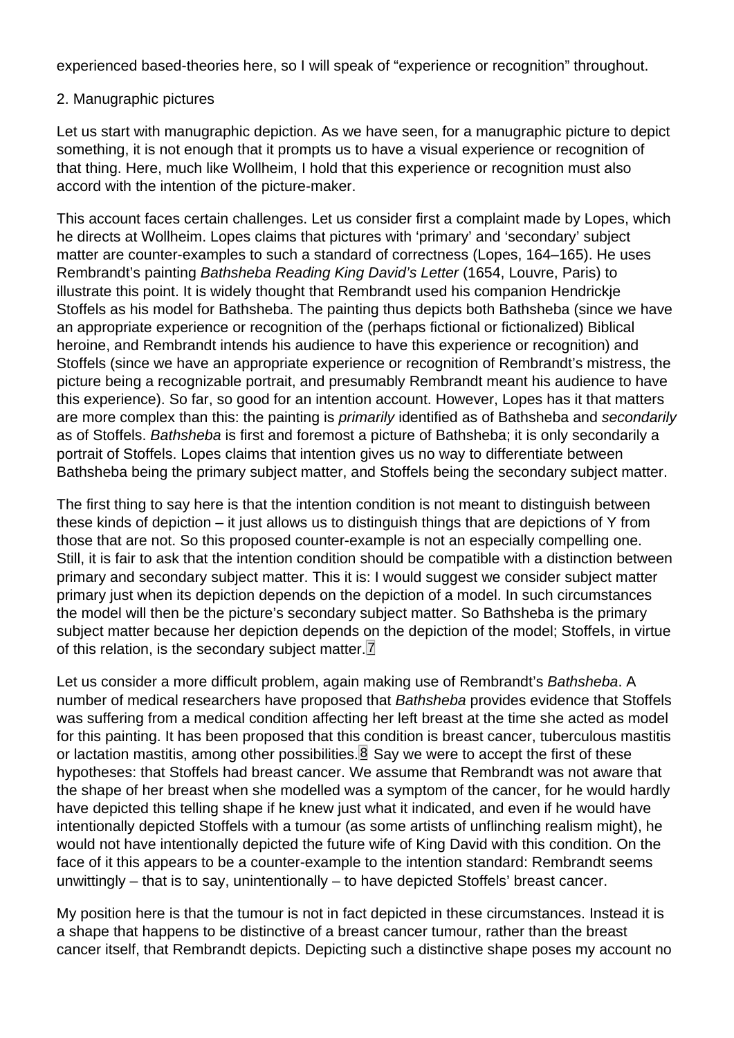experienced based-theories here, so I will speak of "experience or recognition" throughout.

## 2. Manugraphic pictures

Let us start with manugraphic depiction. As we have seen, for a manugraphic picture to depict something, it is not enough that it prompts us to have a visual experience or recognition of that thing. Here, much like Wollheim, I hold that this experience or recognition must also accord with the intention of the picture-maker.

This account faces certain challenges. Let us consider first a complaint made by Lopes, which he directs at Wollheim. Lopes claims that pictures with 'primary' and 'secondary' subject matter are counter-examples to such a standard of correctness (Lopes, 164–165). He uses Rembrandt's painting *Bathsheba Reading King David's Letter* (1654, Louvre, Paris) to illustrate this point. It is widely thought that Rembrandt used his companion Hendrickje Stoffels as his model for Bathsheba. The painting thus depicts both Bathsheba (since we have an appropriate experience or recognition of the (perhaps fictional or fictionalized) Biblical heroine, and Rembrandt intends his audience to have this experience or recognition) and Stoffels (since we have an appropriate experience or recognition of Rembrandt's mistress, the picture being a recognizable portrait, and presumably Rembrandt meant his audience to have this experience). So far, so good for an intention account. However, Lopes has it that matters are more complex than this: the painting is *primarily* identified as of Bathsheba and *secondarily* as of Stoffels. *Bathsheba* is first and foremost a picture of Bathsheba; it is only secondarily a portrait of Stoffels. Lopes claims that intention gives us no way to differentiate between Bathsheba being the primary subject matter, and Stoffels being the secondary subject matter.

The first thing to say here is that the intention condition is not meant to distinguish between these kinds of depiction – it just allows us to distinguish things that are depictions of Y from those that are not. So this proposed counter-example is not an especially compelling one. Still, it is fair to ask that the intention condition should be compatible with a distinction between primary and secondary subject matter. This it is: I would suggest we consider subject matter primary just when its depiction depends on the depiction of a model. In such circumstances the model will then be the picture's secondary subject matter. So Bathsheba is the primary subject matter because her depiction depends on the depiction of the model; Stoffels, in virtue of this relation, is the secondary subject matter.[7]

Let us consider a more difficult problem, again making use of Rembrandt's *Bathsheba*. A number of medical researchers have proposed that *Bathsheba* provides evidence that Stoffels was suffering from a medical condition affecting her left breast at the time she acted as model for this painting. It has been proposed that this condition is breast cancer, tuberculous mastitis or lactation mastitis, among other possibilities.[8] Say we were to accept the first of these hypotheses: that Stoffels had breast cancer. We assume that Rembrandt was not aware that the shape of her breast when she modelled was a symptom of the cancer, for he would hardly have depicted this telling shape if he knew just what it indicated, and even if he would have intentionally depicted Stoffels with a tumour (as some artists of unflinching realism might), he would not have intentionally depicted the future wife of King David with this condition. On the face of it this appears to be a counter-example to the intention standard: Rembrandt seems unwittingly – that is to say, unintentionally – to have depicted Stoffels' breast cancer.

My position here is that the tumour is not in fact depicted in these circumstances. Instead it is a shape that happens to be distinctive of a breast cancer tumour, rather than the breast cancer itself, that Rembrandt depicts. Depicting such a distinctive shape poses my account no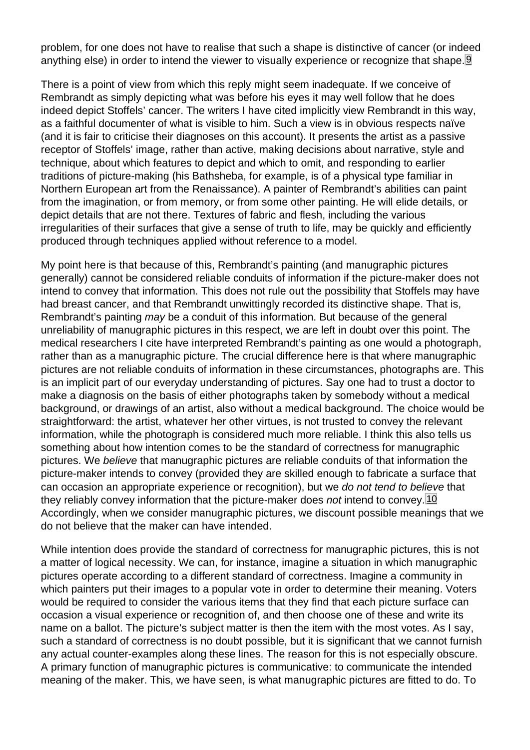problem, for one does not have to realise that such a shape is distinctive of cancer (or indeed anything else) in order to intend the viewer to visually experience or recognize that shape.[9]

There is a point of view from which this reply might seem inadequate. If we conceive of Rembrandt as simply depicting what was before his eyes it may well follow that he does indeed depict Stoffels' cancer. The writers I have cited implicitly view Rembrandt in this way, as a faithful documenter of what is visible to him. Such a view is in obvious respects naïve (and it is fair to criticise their diagnoses on this account). It presents the artist as a passive receptor of Stoffels' image, rather than active, making decisions about narrative, style and technique, about which features to depict and which to omit, and responding to earlier traditions of picture-making (his Bathsheba, for example, is of a physical type familiar in Northern European art from the Renaissance). A painter of Rembrandt's abilities can paint from the imagination, or from memory, or from some other painting. He will elide details, or depict details that are not there. Textures of fabric and flesh, including the various irregularities of their surfaces that give a sense of truth to life, may be quickly and efficiently produced through techniques applied without reference to a model.

My point here is that because of this, Rembrandt's painting (and manugraphic pictures generally) cannot be considered reliable conduits of information if the picture-maker does not intend to convey that information. This does not rule out the possibility that Stoffels may have had breast cancer, and that Rembrandt unwittingly recorded its distinctive shape. That is, Rembrandt's painting *may* be a conduit of this information. But because of the general unreliability of manugraphic pictures in this respect, we are left in doubt over this point. The medical researchers I cite have interpreted Rembrandt's painting as one would a photograph, rather than as a manugraphic picture. The crucial difference here is that where manugraphic pictures are not reliable conduits of information in these circumstances, photographs are. This is an implicit part of our everyday understanding of pictures. Say one had to trust a doctor to make a diagnosis on the basis of either photographs taken by somebody without a medical background, or drawings of an artist, also without a medical background. The choice would be straightforward: the artist, whatever her other virtues, is not trusted to convey the relevant information, while the photograph is considered much more reliable. I think this also tells us something about how intention comes to be the standard of correctness for manugraphic pictures. We *believe* that manugraphic pictures are reliable conduits of that information the picture-maker intends to convey (provided they are skilled enough to fabricate a surface that can occasion an appropriate experience or recognition), but we *do not tend to believe* that they reliably convey information that the picture-maker does *not* intend to convey.[10] Accordingly, when we consider manugraphic pictures, we discount possible meanings that we do not believe that the maker can have intended.

While intention does provide the standard of correctness for manugraphic pictures, this is not a matter of logical necessity. We can, for instance, imagine a situation in which manugraphic pictures operate according to a different standard of correctness. Imagine a community in which painters put their images to a popular vote in order to determine their meaning. Voters would be required to consider the various items that they find that each picture surface can occasion a visual experience or recognition of, and then choose one of these and write its name on a ballot. The picture's subject matter is then the item with the most votes. As I say, such a standard of correctness is no doubt possible, but it is significant that we cannot furnish any actual counter-examples along these lines. The reason for this is not especially obscure. A primary function of manugraphic pictures is communicative: to communicate the intended meaning of the maker. This, we have seen, is what manugraphic pictures are fitted to do. To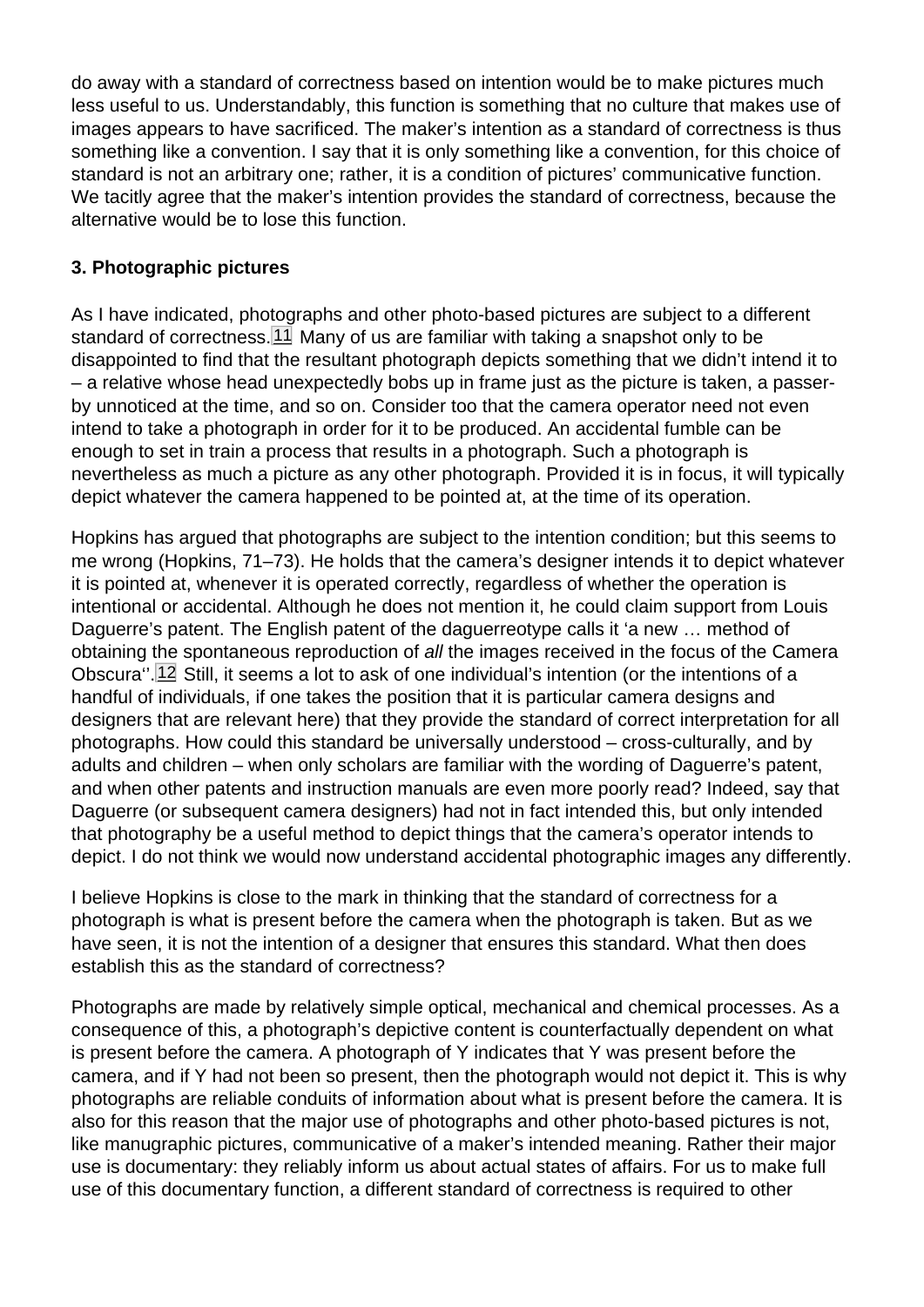do away with a standard of correctness based on intention would be to make pictures much less useful to us. Understandably, this function is something that no culture that makes use of images appears to have sacrificed. The maker's intention as a standard of correctness is thus something like a convention. I say that it is only something like a convention, for this choice of standard is not an arbitrary one; rather, it is a condition of pictures' communicative function. We tacitly agree that the maker's intention provides the standard of correctness, because the alternative would be to lose this function.

### 3. Photographic pictures

As I have indicated, photographs and other photo-based pictures are subject to a different standard of correctness.[11] Many of us are familiar with taking a snapshot only to be disappointed to find that the resultant photograph depicts something that we didn't intend it to – a relative whose head unexpectedly bobs up in frame just as the picture is taken, a passer-by unnoticed at the time, and so on. Consider too that the camera operator need not even intend to take a photograph in order for it to be produced. An accidental fumble can be enough to set in train a process that results in a photograph. Such a photograph is nevertheless as much a picture as any other photograph. Provided it is in focus, it will typically depict whatever the camera happened to be pointed at, at the time of its operation.

Hopkins has argued that photographs are subject to the intention condition; but this seems to me wrong (Hopkins, 71–73). He holds that the camera's designer intends it to depict whatever it is pointed at, whenever it is operated correctly, regardless of whether the operation is intentional or accidental. Although he does not mention it, he could claim support from Louis Daguerre's patent. The English patent of the daguerreotype calls it 'a new … method of obtaining the spontaneous reproduction of *all* the images received in the focus of the Camera Obscura''.[12] Still, it seems a lot to ask of one individual's intention (or the intentions of a handful of individuals, if one takes the position that it is particular camera designs and designers that are relevant here) that they provide the standard of correct interpretation for all photographs. How could this standard be universally understood – cross-culturally, and by adults and children – when only scholars are familiar with the wording of Daguerre's patent, and when other patents and instruction manuals are even more poorly read? Indeed, say that Daguerre (or subsequent camera designers) had not in fact intended this, but only intended that photography be a useful method to depict things that the camera's operator intends to depict. I do not think we would now understand accidental photographic images any differently.

I believe Hopkins is close to the mark in thinking that the standard of correctness for a photograph is what is present before the camera when the photograph is taken. But as we have seen, it is not the intention of a designer that ensures this standard. What then does establish this as the standard of correctness?

Photographs are made by relatively simple optical, mechanical and chemical processes. As a consequence of this, a photograph's depictive content is counterfactually dependent on what is present before the camera. A photograph of Y indicates that Y was present before the camera, and if Y had not been so present, then the photograph would not depict it. This is why photographs are reliable conduits of information about what is present before the camera. It is also for this reason that the major use of photographs and other photo-based pictures is not, like manugraphic pictures, communicative of a maker's intended meaning. Rather their major use is documentary: they reliably inform us about actual states of affairs. For us to make full use of this documentary function, a different standard of correctness is required to other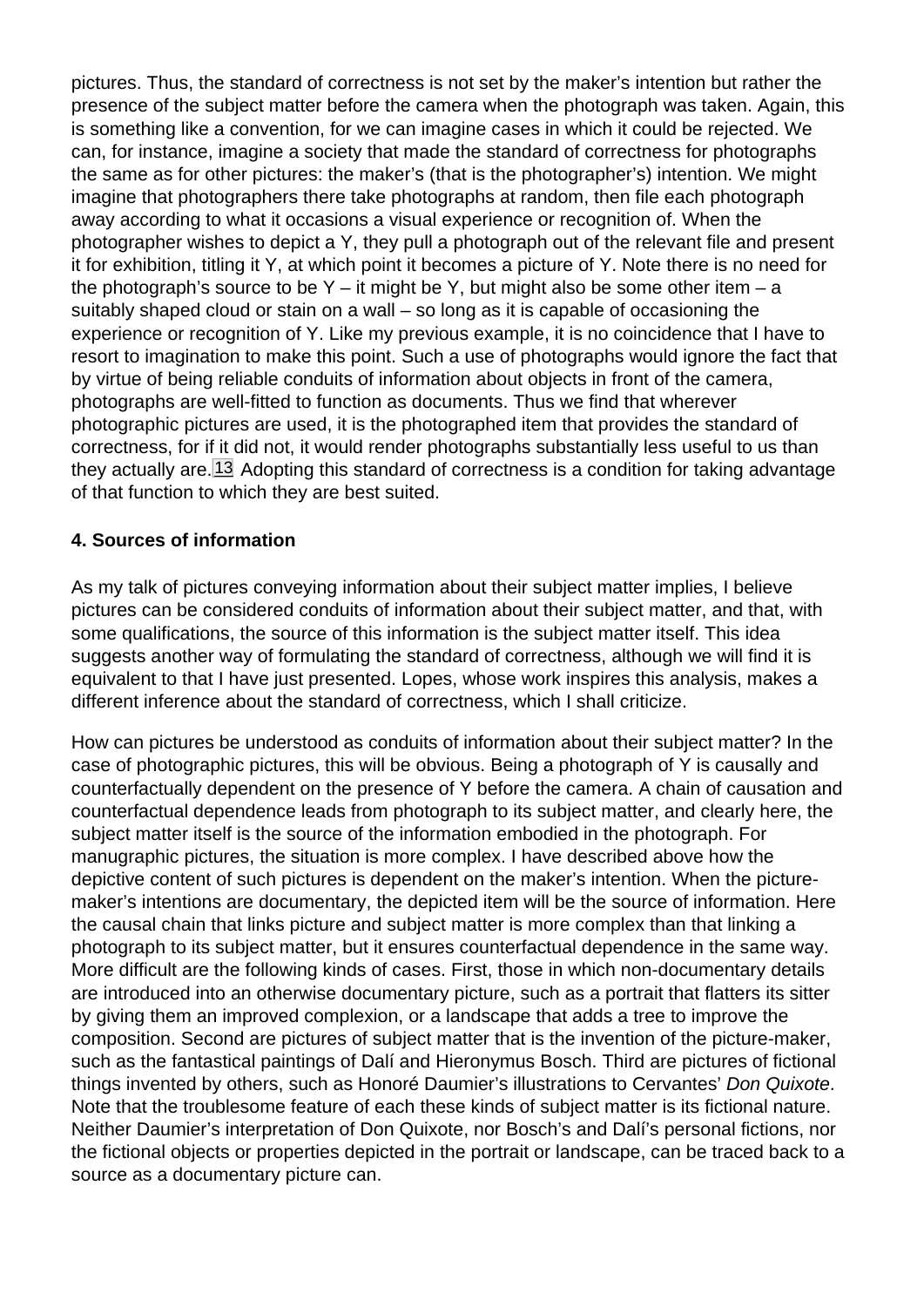pictures. Thus, the standard of correctness is not set by the maker's intention but rather the presence of the subject matter before the camera when the photograph was taken. Again, this is something like a convention, for we can imagine cases in which it could be rejected. We can, for instance, imagine a society that made the standard of correctness for photographs the same as for other pictures: the maker's (that is the photographer's) intention. We might imagine that photographers there take photographs at random, then file each photograph away according to what it occasions a visual experience or recognition of. When the photographer wishes to depict a Y, they pull a photograph out of the relevant file and present it for exhibition, titling it Y, at which point it becomes a picture of Y. Note there is no need for the photograph's source to be Y – it might be Y, but might also be some other item – a suitably shaped cloud or stain on a wall – so long as it is capable of occasioning the experience or recognition of Y. Like my previous example, it is no coincidence that I have to resort to imagination to make this point. Such a use of photographs would ignore the fact that by virtue of being reliable conduits of information about objects in front of the camera, photographs are well-fitted to function as documents. Thus we find that wherever photographic pictures are used, it is the photographed item that provides the standard of correctness, for if it did not, it would render photographs substantially less useful to us than they actually are.[13] Adopting this standard of correctness is a condition for taking advantage of that function to which they are best suited.

**4. Sources of information**

As my talk of pictures conveying information about their subject matter implies, I believe pictures can be considered conduits of information about their subject matter, and that, with some qualifications, the source of this information is the subject matter itself. This idea suggests another way of formulating the standard of correctness, although we will find it is equivalent to that I have just presented. Lopes, whose work inspires this analysis, makes a different inference about the standard of correctness, which I shall criticize.

How can pictures be understood as conduits of information about their subject matter? In the case of photographic pictures, this will be obvious. Being a photograph of Y is causally and counterfactually dependent on the presence of Y before the camera. A chain of causation and counterfactual dependence leads from photograph to its subject matter, and clearly here, the subject matter itself is the source of the information embodied in the photograph. For manugraphic pictures, the situation is more complex. I have described above how the depictive content of such pictures is dependent on the maker's intention. When the picture-maker's intentions are documentary, the depicted item will be the source of information. Here the causal chain that links picture and subject matter is more complex than that linking a photograph to its subject matter, but it ensures counterfactual dependence in the same way. More difficult are the following kinds of cases. First, those in which non-documentary details are introduced into an otherwise documentary picture, such as a portrait that flatters its sitter by giving them an improved complexion, or a landscape that adds a tree to improve the composition. Second are pictures of subject matter that is the invention of the picture-maker, such as the fantastical paintings of Dalí and Hieronymus Bosch. Third are pictures of fictional things invented by others, such as Honoré Daumier's illustrations to Cervantes' *Don Quixote*. Note that the troublesome feature of each these kinds of subject matter is its fictional nature. Neither Daumier's interpretation of Don Quixote, nor Bosch's and Dalí's personal fictions, nor the fictional objects or properties depicted in the portrait or landscape, can be traced back to a source as a documentary picture can.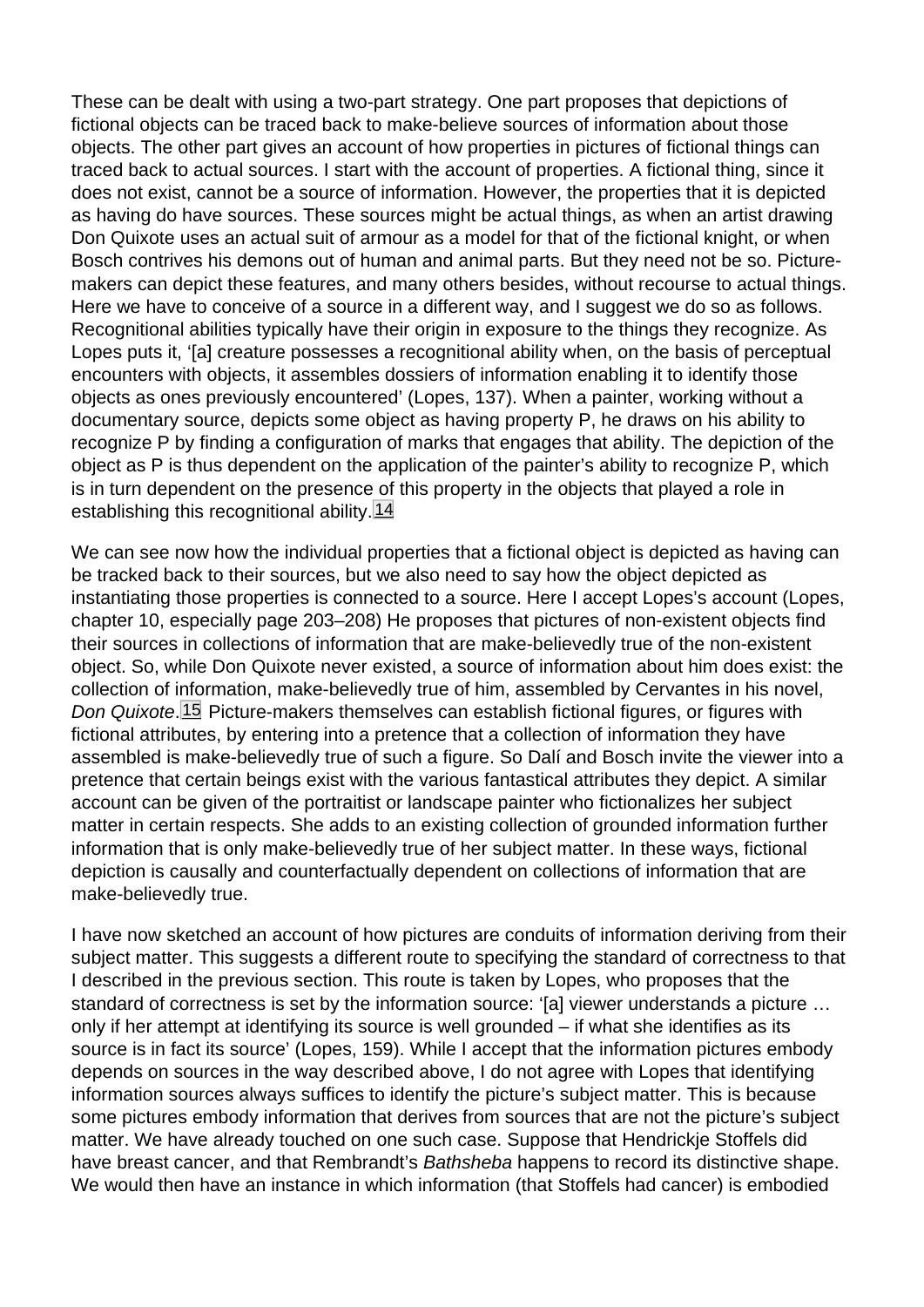These can be dealt with using a two-part strategy. One part proposes that depictions of fictional objects can be traced back to make-believe sources of information about those objects. The other part gives an account of how properties in pictures of fictional things can traced back to actual sources. I start with the account of properties. A fictional thing, since it does not exist, cannot be a source of information. However, the properties that it is depicted as having do have sources. These sources might be actual things, as when an artist drawing Don Quixote uses an actual suit of armour as a model for that of the fictional knight, or when Bosch contrives his demons out of human and animal parts. But they need not be so. Picture-makers can depict these features, and many others besides, without recourse to actual things. Here we have to conceive of a source in a different way, and I suggest we do so as follows. Recognitional abilities typically have their origin in exposure to the things they recognize. As Lopes puts it, '[a] creature possesses a recognitional ability when, on the basis of perceptual encounters with objects, it assembles dossiers of information enabling it to identify those objects as ones previously encountered' (Lopes, 137). When a painter, working without a documentary source, depicts some object as having property P, he draws on his ability to recognize P by finding a configuration of marks that engages that ability. The depiction of the object as P is thus dependent on the application of the painter's ability to recognize P, which is in turn dependent on the presence of this property in the objects that played a role in establishing this recognitional ability.[14]

We can see now how the individual properties that a fictional object is depicted as having can be tracked back to their sources, but we also need to say how the object depicted as instantiating those properties is connected to a source. Here I accept Lopes's account (Lopes, chapter 10, especially page 203–208) He proposes that pictures of non-existent objects find their sources in collections of information that are make-believedly true of the non-existent object. So, while Don Quixote never existed, a source of information about him does exist: the collection of information, make-believedly true of him, assembled by Cervantes in his novel, *Don Quixote*.[15] Picture-makers themselves can establish fictional figures, or figures with fictional attributes, by entering into a pretence that a collection of information they have assembled is make-believedly true of such a figure. So Dalí and Bosch invite the viewer into a pretence that certain beings exist with the various fantastical attributes they depict. A similar account can be given of the portraitist or landscape painter who fictionalizes her subject matter in certain respects. She adds to an existing collection of grounded information further information that is only make-believedly true of her subject matter. In these ways, fictional depiction is causally and counterfactually dependent on collections of information that are make-believedly true.

I have now sketched an account of how pictures are conduits of information deriving from their subject matter. This suggests a different route to specifying the standard of correctness to that I described in the previous section. This route is taken by Lopes, who proposes that the standard of correctness is set by the information source: '[a] viewer understands a picture … only if her attempt at identifying its source is well grounded – if what she identifies as its source is in fact its source' (Lopes, 159). While I accept that the information pictures embody depends on sources in the way described above, I do not agree with Lopes that identifying information sources always suffices to identify the picture's subject matter. This is because some pictures embody information that derives from sources that are not the picture's subject matter. We have already touched on one such case. Suppose that Hendrickje Stoffels did have breast cancer, and that Rembrandt's *Bathsheba* happens to record its distinctive shape. We would then have an instance in which information (that Stoffels had cancer) is embodied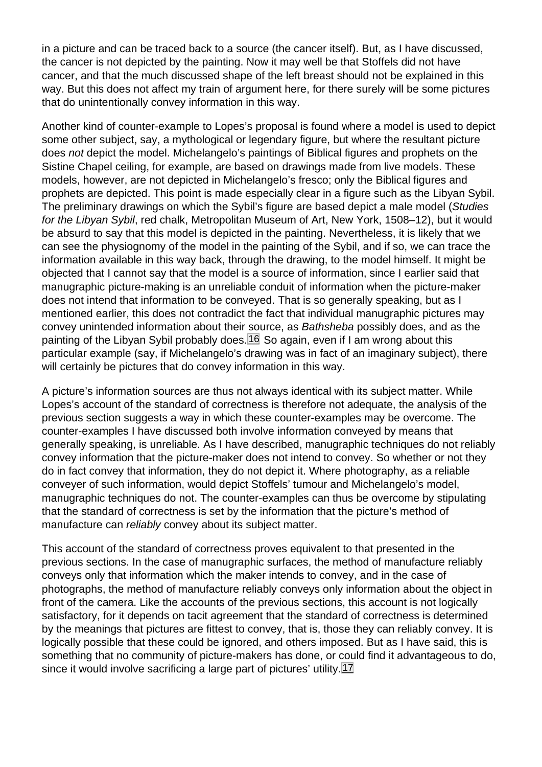in a picture and can be traced back to a source (the cancer itself). But, as I have discussed, the cancer is not depicted by the painting. Now it may well be that Stoffels did not have cancer, and that the much discussed shape of the left breast should not be explained in this way. But this does not affect my train of argument here, for there surely will be some pictures that do unintentionally convey information in this way.

Another kind of counter-example to Lopes's proposal is found where a model is used to depict some other subject, say, a mythological or legendary figure, but where the resultant picture does *not* depict the model. Michelangelo's paintings of Biblical figures and prophets on the Sistine Chapel ceiling, for example, are based on drawings made from live models. These models, however, are not depicted in Michelangelo's fresco; only the Biblical figures and prophets are depicted. This point is made especially clear in a figure such as the Libyan Sybil. The preliminary drawings on which the Sybil's figure are based depict a male model (*Studies for the Libyan Sybil*, red chalk, Metropolitan Museum of Art, New York, 1508–12), but it would be absurd to say that this model is depicted in the painting. Nevertheless, it is likely that we can see the physiognomy of the model in the painting of the Sybil, and if so, we can trace the information available in this way back, through the drawing, to the model himself. It might be objected that I cannot say that the model is a source of information, since I earlier said that manugraphic picture-making is an unreliable conduit of information when the picture-maker does not intend that information to be conveyed. That is so generally speaking, but as I mentioned earlier, this does not contradict the fact that individual manugraphic pictures may convey unintended information about their source, as *Bathsheba* possibly does, and as the painting of the Libyan Sybil probably does.[16] So again, even if I am wrong about this particular example (say, if Michelangelo's drawing was in fact of an imaginary subject), there will certainly be pictures that do convey information in this way.

A picture's information sources are thus not always identical with its subject matter. While Lopes's account of the standard of correctness is therefore not adequate, the analysis of the previous section suggests a way in which these counter-examples may be overcome. The counter-examples I have discussed both involve information conveyed by means that generally speaking, is unreliable. As I have described, manugraphic techniques do not reliably convey information that the picture-maker does not intend to convey. So whether or not they do in fact convey that information, they do not depict it. Where photography, as a reliable conveyer of such information, would depict Stoffels' tumour and Michelangelo's model, manugraphic techniques do not. The counter-examples can thus be overcome by stipulating that the standard of correctness is set by the information that the picture's method of manufacture can *reliably* convey about its subject matter.

This account of the standard of correctness proves equivalent to that presented in the previous sections. In the case of manugraphic surfaces, the method of manufacture reliably conveys only that information which the maker intends to convey, and in the case of photographs, the method of manufacture reliably conveys only information about the object in front of the camera. Like the accounts of the previous sections, this account is not logically satisfactory, for it depends on tacit agreement that the standard of correctness is determined by the meanings that pictures are fittest to convey, that is, those they can reliably convey. It is logically possible that these could be ignored, and others imposed. But as I have said, this is something that no community of picture-makers has done, or could find it advantageous to do, since it would involve sacrificing a large part of pictures' utility.[17]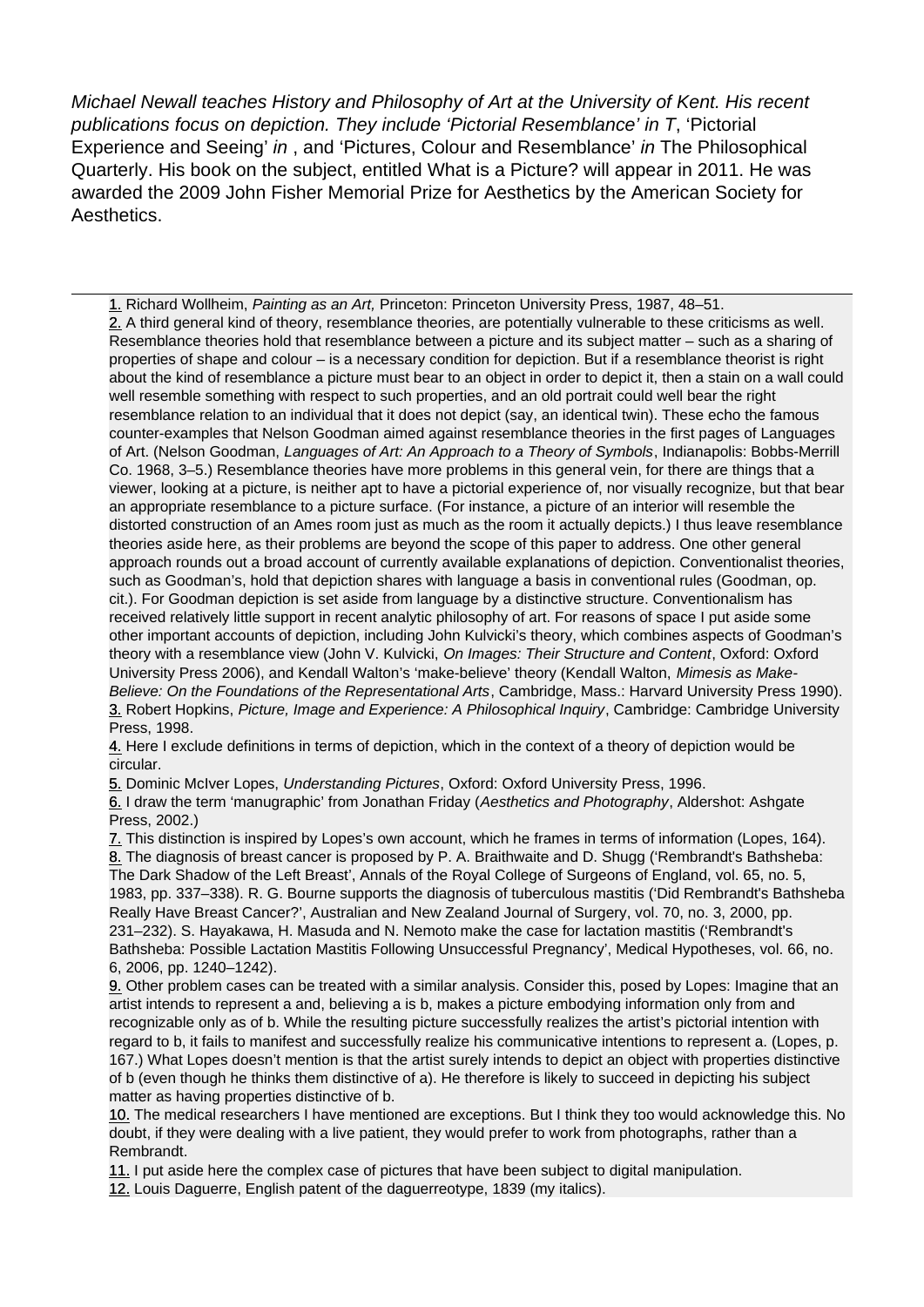*Michael Newall teaches History and Philosophy of Art at the University of Kent. His recent publications focus on depiction. They include 'Pictorial Resemblance' in T*, 'Pictorial Experience and Seeing' *in* , and 'Pictures, Colour and Resemblance' *in* The Philosophical Quarterly. His book on the subject, entitled What is a Picture? will appear in 2011. He was awarded the 2009 John Fisher Memorial Prize for Aesthetics by the American Society for Aesthetics.

---

1. Richard Wollheim, *Painting as an Art,* Princeton: Princeton University Press, 1987, 48–51.
2. A third general kind of theory, resemblance theories, are potentially vulnerable to these criticisms as well. Resemblance theories hold that resemblance between a picture and its subject matter – such as a sharing of properties of shape and colour – is a necessary condition for depiction. But if a resemblance theorist is right about the kind of resemblance a picture must bear to an object in order to depict it, then a stain on a wall could well resemble something with respect to such properties, and an old portrait could well bear the right resemblance relation to an individual that it does not depict (say, an identical twin). These echo the famous counter-examples that Nelson Goodman aimed against resemblance theories in the first pages of Languages of Art. (Nelson Goodman, *Languages of Art: An Approach to a Theory of Symbols*, Indianapolis: Bobbs-Merrill Co. 1968, 3–5.) Resemblance theories have more problems in this general vein, for there are things that a viewer, looking at a picture, is neither apt to have a pictorial experience of, nor visually recognize, but that bear an appropriate resemblance to a picture surface. (For instance, a picture of an interior will resemble the distorted construction of an Ames room just as much as the room it actually depicts.) I thus leave resemblance theories aside here, as their problems are beyond the scope of this paper to address. One other general approach rounds out a broad account of currently available explanations of depiction. Conventionalist theories, such as Goodman's, hold that depiction shares with language a basis in conventional rules (Goodman, op. cit.). For Goodman depiction is set aside from language by a distinctive structure. Conventionalism has received relatively little support in recent analytic philosophy of art. For reasons of space I put aside some other important accounts of depiction, including John Kulvicki's theory, which combines aspects of Goodman's theory with a resemblance view (John V. Kulvicki, *On Images: Their Structure and Content*, Oxford: Oxford University Press 2006), and Kendall Walton's 'make-believe' theory (Kendall Walton, *Mimesis as Make-Believe: On the Foundations of the Representational Arts*, Cambridge, Mass.: Harvard University Press 1990).
3. Robert Hopkins, *Picture, Image and Experience: A Philosophical Inquiry*, Cambridge: Cambridge University Press, 1998.
4. Here I exclude definitions in terms of depiction, which in the context of a theory of depiction would be circular.
5. Dominic McIver Lopes, *Understanding Pictures*, Oxford: Oxford University Press, 1996.
6. I draw the term 'manugraphic' from Jonathan Friday (*Aesthetics and Photography*, Aldershot: Ashgate Press, 2002.)
7. This distinction is inspired by Lopes's own account, which he frames in terms of information (Lopes, 164).
8. The diagnosis of breast cancer is proposed by P. A. Braithwaite and D. Shugg ('Rembrandt's Bathsheba: The Dark Shadow of the Left Breast', Annals of the Royal College of Surgeons of England, vol. 65, no. 5, 1983, pp. 337–338). R. G. Bourne supports the diagnosis of tuberculous mastitis ('Did Rembrandt's Bathsheba Really Have Breast Cancer?', Australian and New Zealand Journal of Surgery, vol. 70, no. 3, 2000, pp. 231–232). S. Hayakawa, H. Masuda and N. Nemoto make the case for lactation mastitis ('Rembrandt's Bathsheba: Possible Lactation Mastitis Following Unsuccessful Pregnancy', Medical Hypotheses, vol. 66, no. 6, 2006, pp. 1240–1242).
9. Other problem cases can be treated with a similar analysis. Consider this, posed by Lopes: Imagine that an artist intends to represent a and, believing a is b, makes a picture embodying information only from and recognizable only as of b. While the resulting picture successfully realizes the artist's pictorial intention with regard to b, it fails to manifest and successfully realize his communicative intentions to represent a. (Lopes, p. 167.) What Lopes doesn't mention is that the artist surely intends to depict an object with properties distinctive of b (even though he thinks them distinctive of a). He therefore is likely to succeed in depicting his subject matter as having properties distinctive of b.
10. The medical researchers I have mentioned are exceptions. But I think they too would acknowledge this. No doubt, if they were dealing with a live patient, they would prefer to work from photographs, rather than a Rembrandt.
11. I put aside here the complex case of pictures that have been subject to digital manipulation.
12. Louis Daguerre, English patent of the daguerreotype, 1839 (my italics).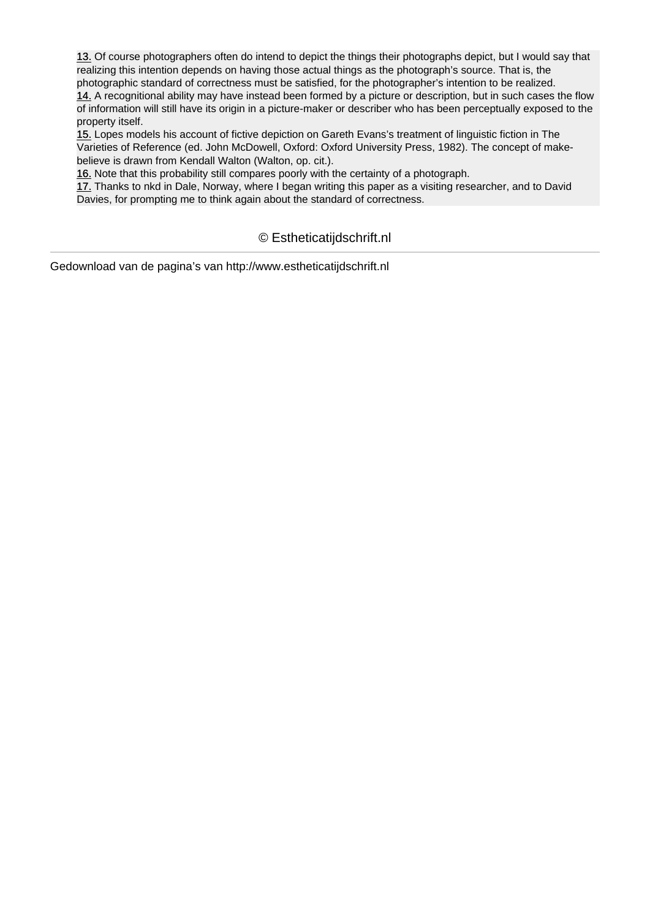13. Of course photographers often do intend to depict the things their photographs depict, but I would say that realizing this intention depends on having those actual things as the photograph's source. That is, the photographic standard of correctness must be satisfied, for the photographer's intention to be realized.
14. A recognitional ability may have instead been formed by a picture or description, but in such cases the flow of information will still have its origin in a picture-maker or describer who has been perceptually exposed to the property itself.
15. Lopes models his account of fictive depiction on Gareth Evans's treatment of linguistic fiction in The Varieties of Reference (ed. John McDowell, Oxford: Oxford University Press, 1982). The concept of make-believe is drawn from Kendall Walton (Walton, op. cit.).
16. Note that this probability still compares poorly with the certainty of a photograph.
17. Thanks to nkd in Dale, Norway, where I began writing this paper as a visiting researcher, and to David Davies, for prompting me to think again about the standard of correctness.

© Estheticatijdschrift.nl

Gedownload van de pagina's van http://www.estheticatijdschrift.nl